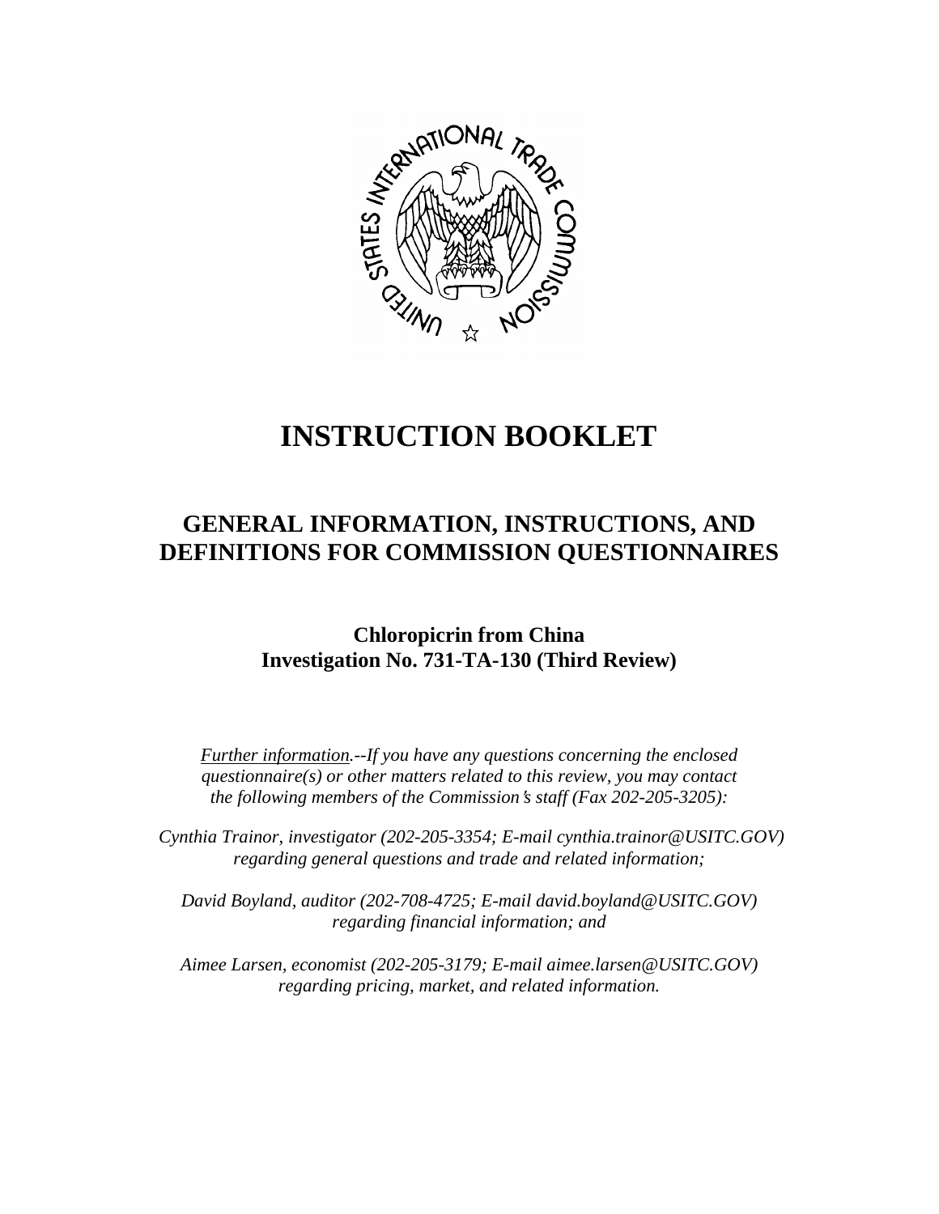# INSTRUCTION BOOKLET

## GENERAL INFORMATION, INSTRUCTIONS, AND DEFINITIONS FOR COMMISSION QUESTIONNAIRES

### Chloropicrin from China
### Investigation No. 731-TA-130 (Third Review)

*Further information.--If you have any questions concerning the enclosed questionnaire(s) or other matters related to this review, you may contact the following members of the Commission's staff (Fax 202-205-3205):*

*Cynthia Trainor, investigator (202-205-3354; E-mail cynthia.trainor@USITC.GOV) regarding general questions and trade and related information;*

*David Boyland, auditor (202-708-4725; E-mail david.boyland@USITC.GOV) regarding financial information; and*

*Aimee Larsen, economist (202-205-3179; E-mail aimee.larsen@USITC.GOV) regarding pricing, market, and related information.*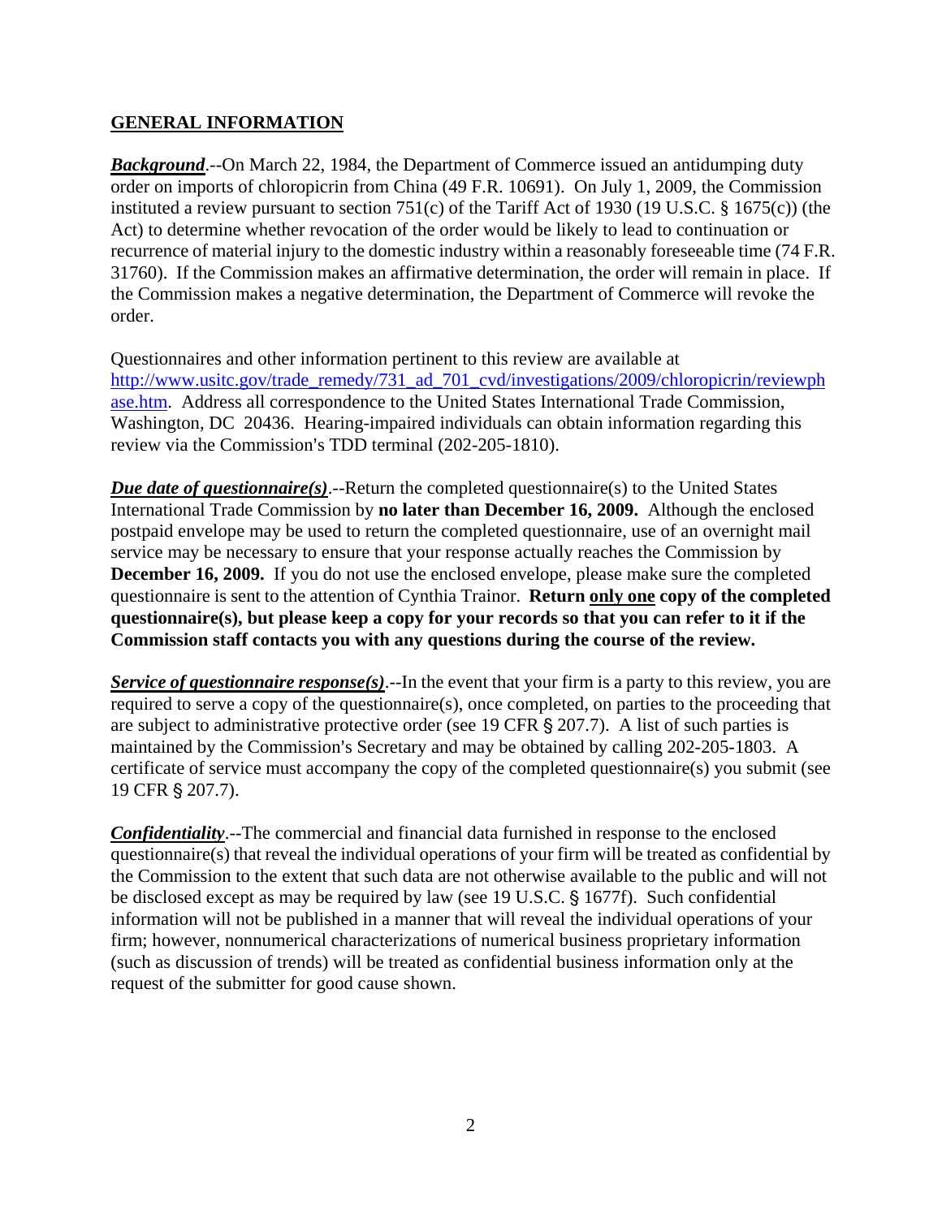## GENERAL INFORMATION

***Background***.--On March 22, 1984, the Department of Commerce issued an antidumping duty order on imports of chloropicrin from China (49 F.R. 10691). On July 1, 2009, the Commission instituted a review pursuant to section 751(c) of the Tariff Act of 1930 (19 U.S.C. § 1675(c)) (the Act) to determine whether revocation of the order would be likely to lead to continuation or recurrence of material injury to the domestic industry within a reasonably foreseeable time (74 F.R. 31760). If the Commission makes an affirmative determination, the order will remain in place. If the Commission makes a negative determination, the Department of Commerce will revoke the order.

Questionnaires and other information pertinent to this review are available at http://www.usitc.gov/trade_remedy/731_ad_701_cvd/investigations/2009/chloropicrin/reviewphase.htm. Address all correspondence to the United States International Trade Commission, Washington, DC 20436. Hearing-impaired individuals can obtain information regarding this review via the Commission's TDD terminal (202-205-1810).

***Due date of questionnaire(s)***.--Return the completed questionnaire(s) to the United States International Trade Commission by **no later than December 16, 2009.** Although the enclosed postpaid envelope may be used to return the completed questionnaire, use of an overnight mail service may be necessary to ensure that your response actually reaches the Commission by **December 16, 2009.** If you do not use the enclosed envelope, please make sure the completed questionnaire is sent to the attention of Cynthia Trainor. **Return only one copy of the completed questionnaire(s), but please keep a copy for your records so that you can refer to it if the Commission staff contacts you with any questions during the course of the review.**

***Service of questionnaire response(s)***.--In the event that your firm is a party to this review, you are required to serve a copy of the questionnaire(s), once completed, on parties to the proceeding that are subject to administrative protective order (see 19 CFR § 207.7). A list of such parties is maintained by the Commission's Secretary and may be obtained by calling 202-205-1803. A certificate of service must accompany the copy of the completed questionnaire(s) you submit (see 19 CFR § 207.7).

***Confidentiality***.--The commercial and financial data furnished in response to the enclosed questionnaire(s) that reveal the individual operations of your firm will be treated as confidential by the Commission to the extent that such data are not otherwise available to the public and will not be disclosed except as may be required by law (see 19 U.S.C. § 1677f). Such confidential information will not be published in a manner that will reveal the individual operations of your firm; however, nonnumerical characterizations of numerical business proprietary information (such as discussion of trends) will be treated as confidential business information only at the request of the submitter for good cause shown.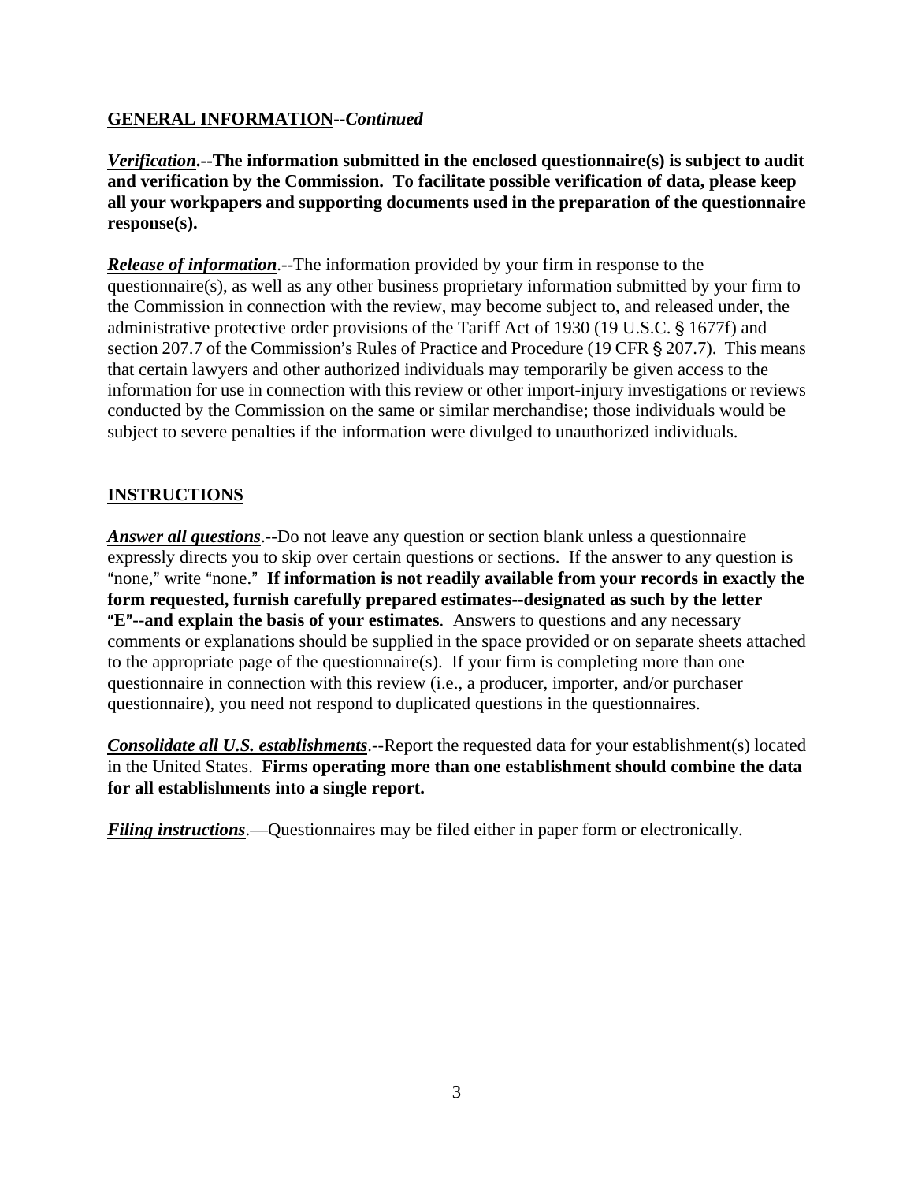**GENERAL INFORMATION--*Continued***

***Verification*.--The information submitted in the enclosed questionnaire(s) is subject to audit and verification by the Commission. To facilitate possible verification of data, please keep all your workpapers and supporting documents used in the preparation of the questionnaire response(s).**

***Release of information*.**--The information provided by your firm in response to the questionnaire(s), as well as any other business proprietary information submitted by your firm to the Commission in connection with the review, may become subject to, and released under, the administrative protective order provisions of the Tariff Act of 1930 (19 U.S.C. § 1677f) and section 207.7 of the Commission's Rules of Practice and Procedure (19 CFR § 207.7). This means that certain lawyers and other authorized individuals may temporarily be given access to the information for use in connection with this review or other import-injury investigations or reviews conducted by the Commission on the same or similar merchandise; those individuals would be subject to severe penalties if the information were divulged to unauthorized individuals.

**INSTRUCTIONS**

***Answer all questions*.**--Do not leave any question or section blank unless a questionnaire expressly directs you to skip over certain questions or sections. If the answer to any question is "none," write "none." **If information is not readily available from your records in exactly the form requested, furnish carefully prepared estimates--designated as such by the letter "E"--and explain the basis of your estimates**. Answers to questions and any necessary comments or explanations should be supplied in the space provided or on separate sheets attached to the appropriate page of the questionnaire(s). If your firm is completing more than one questionnaire in connection with this review (i.e., a producer, importer, and/or purchaser questionnaire), you need not respond to duplicated questions in the questionnaires.

***Consolidate all U.S. establishments*.**--Report the requested data for your establishment(s) located in the United States. **Firms operating more than one establishment should combine the data for all establishments into a single report.**

***Filing instructions*.**—Questionnaires may be filed either in paper form or electronically.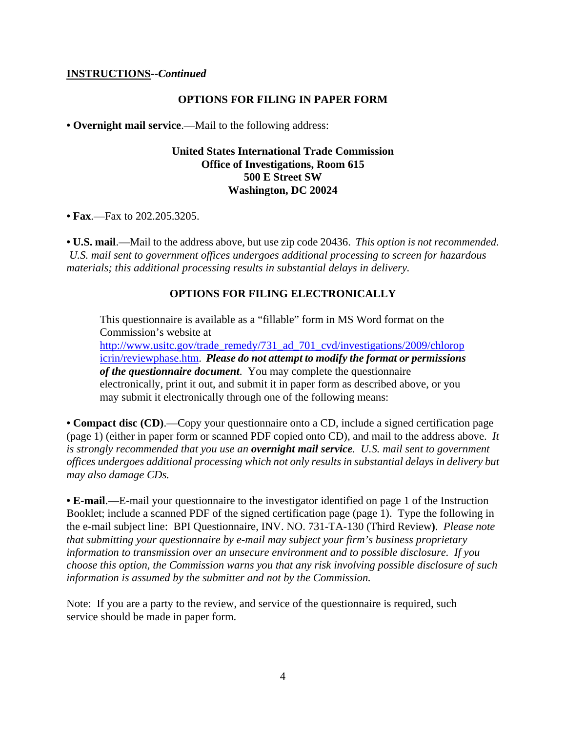**INSTRUCTIONS--*Continued***

### OPTIONS FOR FILING IN PAPER FORM

• **Overnight mail service**.—Mail to the following address:

**United States International Trade Commission**
**Office of Investigations, Room 615**
**500 E Street SW**
**Washington, DC 20024**

• **Fax**.—Fax to 202.205.3205.

• **U.S. mail**.—Mail to the address above, but use zip code 20436. *This option is not recommended. U.S. mail sent to government offices undergoes additional processing to screen for hazardous materials; this additional processing results in substantial delays in delivery.*

### OPTIONS FOR FILING ELECTRONICALLY

This questionnaire is available as a "fillable" form in MS Word format on the Commission's website at http://www.usitc.gov/trade_remedy/731_ad_701_cvd/investigations/2009/chloropicrin/reviewphase.htm. ***Please do not attempt to modify the format or permissions of the questionnaire document***. You may complete the questionnaire electronically, print it out, and submit it in paper form as described above, or you may submit it electronically through one of the following means:

• **Compact disc (CD)**.—Copy your questionnaire onto a CD, include a signed certification page (page 1) (either in paper form or scanned PDF copied onto CD), and mail to the address above. *It is strongly recommended that you use an* ***overnight mail service****. U.S. mail sent to government offices undergoes additional processing which not only results in substantial delays in delivery but may also damage CDs.*

• **E-mail**.—E-mail your questionnaire to the investigator identified on page 1 of the Instruction Booklet; include a scanned PDF of the signed certification page (page 1). Type the following in the e-mail subject line: BPI Questionnaire, INV. NO. 731-TA-130 (Third Review**)**. *Please note that submitting your questionnaire by e-mail may subject your firm's business proprietary information to transmission over an unsecure environment and to possible disclosure. If you choose this option, the Commission warns you that any risk involving possible disclosure of such information is assumed by the submitter and not by the Commission.*

Note: If you are a party to the review, and service of the questionnaire is required, such service should be made in paper form.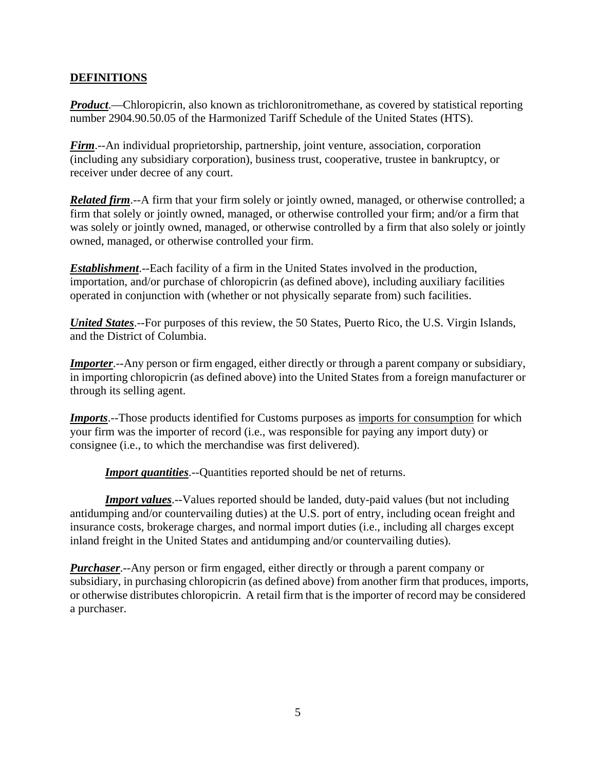## DEFINITIONS

***Product***.—Chloropicrin, also known as trichloronitromethane, as covered by statistical reporting number 2904.90.50.05 of the Harmonized Tariff Schedule of the United States (HTS).

***Firm***.--An individual proprietorship, partnership, joint venture, association, corporation (including any subsidiary corporation), business trust, cooperative, trustee in bankruptcy, or receiver under decree of any court.

***Related firm***.--A firm that your firm solely or jointly owned, managed, or otherwise controlled; a firm that solely or jointly owned, managed, or otherwise controlled your firm; and/or a firm that was solely or jointly owned, managed, or otherwise controlled by a firm that also solely or jointly owned, managed, or otherwise controlled your firm.

***Establishment***.--Each facility of a firm in the United States involved in the production, importation, and/or purchase of chloropicrin (as defined above), including auxiliary facilities operated in conjunction with (whether or not physically separate from) such facilities.

***United States***.--For purposes of this review, the 50 States, Puerto Rico, the U.S. Virgin Islands, and the District of Columbia.

***Importer***.--Any person or firm engaged, either directly or through a parent company or subsidiary, in importing chloropicrin (as defined above) into the United States from a foreign manufacturer or through its selling agent.

***Imports***.--Those products identified for Customs purposes as imports for consumption for which your firm was the importer of record (i.e., was responsible for paying any import duty) or consignee (i.e., to which the merchandise was first delivered).

***Import quantities***.--Quantities reported should be net of returns.

***Import values***.--Values reported should be landed, duty-paid values (but not including antidumping and/or countervailing duties) at the U.S. port of entry, including ocean freight and insurance costs, brokerage charges, and normal import duties (i.e., including all charges except inland freight in the United States and antidumping and/or countervailing duties).

***Purchaser***.--Any person or firm engaged, either directly or through a parent company or subsidiary, in purchasing chloropicrin (as defined above) from another firm that produces, imports, or otherwise distributes chloropicrin. A retail firm that is the importer of record may be considered a purchaser.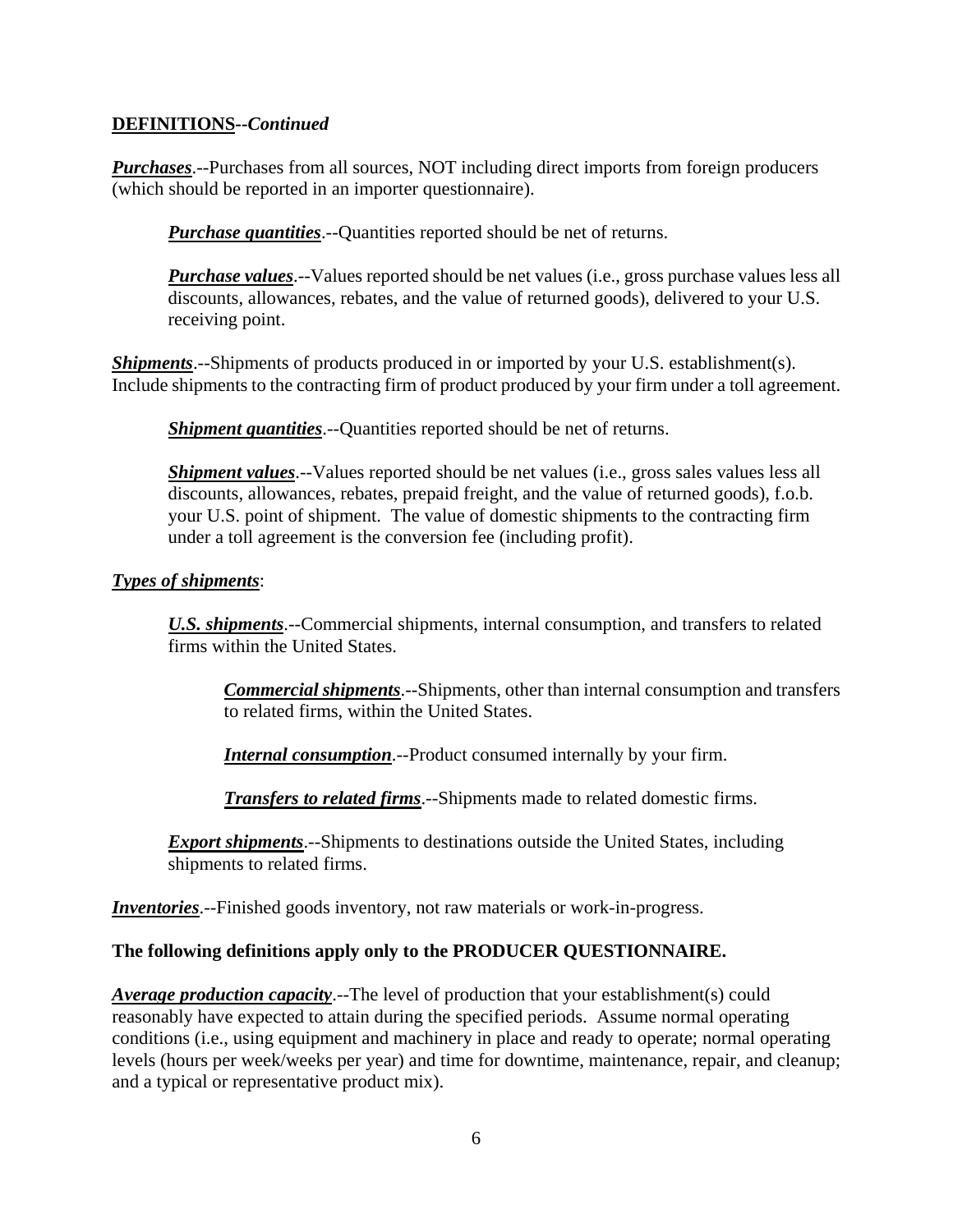**DEFINITIONS--*Continued***

***Purchases***.--Purchases from all sources, NOT including direct imports from foreign producers (which should be reported in an importer questionnaire).

> ***Purchase quantities***.--Quantities reported should be net of returns.
>
> ***Purchase values***.--Values reported should be net values (i.e., gross purchase values less all discounts, allowances, rebates, and the value of returned goods), delivered to your U.S. receiving point.

***Shipments***.--Shipments of products produced in or imported by your U.S. establishment(s). Include shipments to the contracting firm of product produced by your firm under a toll agreement.

> ***Shipment quantities***.--Quantities reported should be net of returns.
>
> ***Shipment values***.--Values reported should be net values (i.e., gross sales values less all discounts, allowances, rebates, prepaid freight, and the value of returned goods), f.o.b. your U.S. point of shipment. The value of domestic shipments to the contracting firm under a toll agreement is the conversion fee (including profit).

***Types of shipments***:

> ***U.S. shipments***.--Commercial shipments, internal consumption, and transfers to related firms within the United States.
>
> > ***Commercial shipments***.--Shipments, other than internal consumption and transfers to related firms, within the United States.
> >
> > ***Internal consumption***.--Product consumed internally by your firm.
> >
> > ***Transfers to related firms***.--Shipments made to related domestic firms.
>
> ***Export shipments***.--Shipments to destinations outside the United States, including shipments to related firms.

***Inventories***.--Finished goods inventory, not raw materials or work-in-progress.

**The following definitions apply only to the PRODUCER QUESTIONNAIRE.**

***Average production capacity***.--The level of production that your establishment(s) could reasonably have expected to attain during the specified periods. Assume normal operating conditions (i.e., using equipment and machinery in place and ready to operate; normal operating levels (hours per week/weeks per year) and time for downtime, maintenance, repair, and cleanup; and a typical or representative product mix).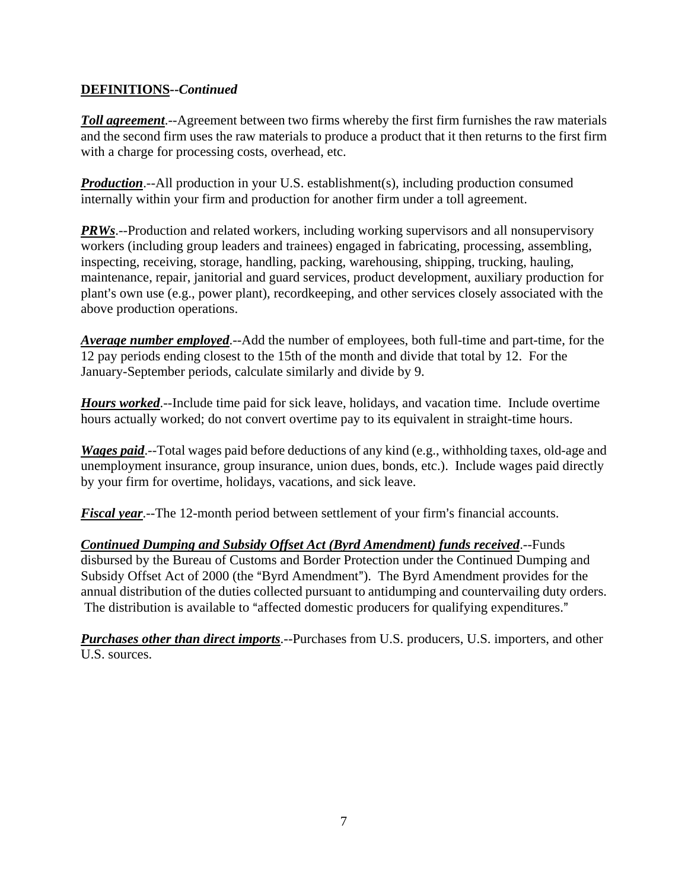**DEFINITIONS--*Continued***

***Toll agreement***.--Agreement between two firms whereby the first firm furnishes the raw materials and the second firm uses the raw materials to produce a product that it then returns to the first firm with a charge for processing costs, overhead, etc.

***Production***.--All production in your U.S. establishment(s), including production consumed internally within your firm and production for another firm under a toll agreement.

***PRWs***.--Production and related workers, including working supervisors and all nonsupervisory workers (including group leaders and trainees) engaged in fabricating, processing, assembling, inspecting, receiving, storage, handling, packing, warehousing, shipping, trucking, hauling, maintenance, repair, janitorial and guard services, product development, auxiliary production for plant's own use (e.g., power plant), recordkeeping, and other services closely associated with the above production operations.

***Average number employed***.--Add the number of employees, both full-time and part-time, for the 12 pay periods ending closest to the 15th of the month and divide that total by 12. For the January-September periods, calculate similarly and divide by 9.

***Hours worked***.--Include time paid for sick leave, holidays, and vacation time. Include overtime hours actually worked; do not convert overtime pay to its equivalent in straight-time hours.

***Wages paid***.--Total wages paid before deductions of any kind (e.g., withholding taxes, old-age and unemployment insurance, group insurance, union dues, bonds, etc.). Include wages paid directly by your firm for overtime, holidays, vacations, and sick leave.

***Fiscal year***.--The 12-month period between settlement of your firm's financial accounts.

***Continued Dumping and Subsidy Offset Act (Byrd Amendment) funds received***.--Funds disbursed by the Bureau of Customs and Border Protection under the Continued Dumping and Subsidy Offset Act of 2000 (the "Byrd Amendment"). The Byrd Amendment provides for the annual distribution of the duties collected pursuant to antidumping and countervailing duty orders. The distribution is available to "affected domestic producers for qualifying expenditures."

***Purchases other than direct imports***.--Purchases from U.S. producers, U.S. importers, and other U.S. sources.